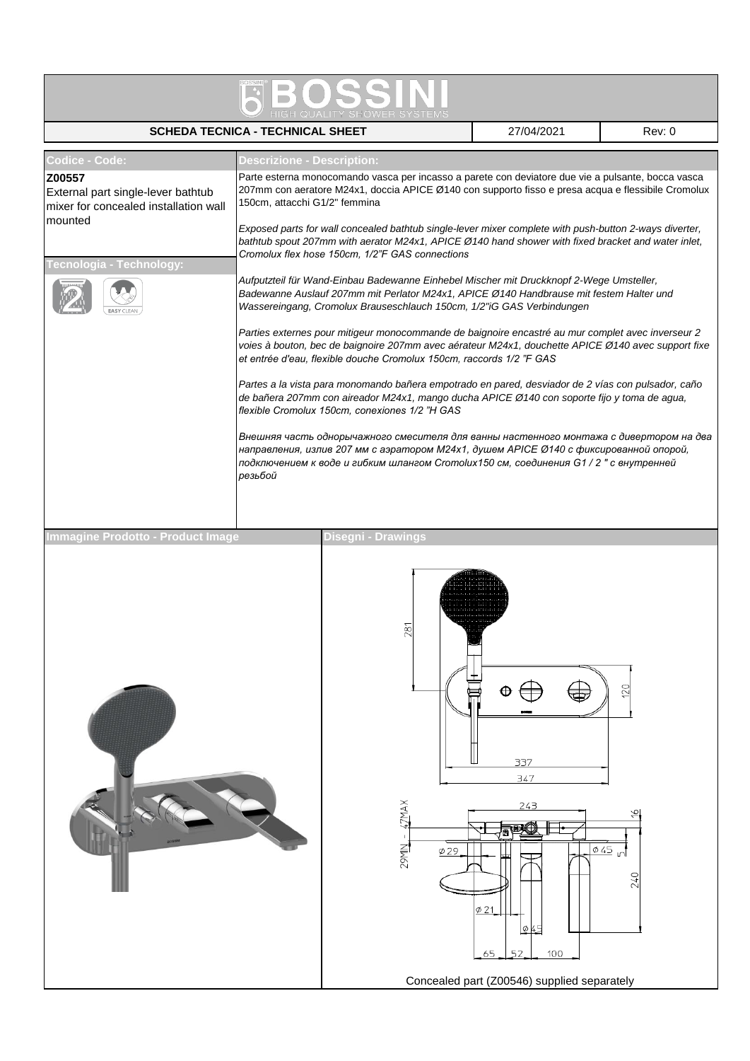# BOSSINI

HIGH QUALITY SHOWER SYSTEMS

| SCHEDA TECNICA - TECHNICAL SHEET | 27/04/2021 | Rev: 0 |
|---|---|---|

## Codice - Code:

**Z00557**
External part single-lever bathtub mixer for concealed installation wall mounted

## Tecnologia - Technology:

EASY CLEAN

## Descrizione - Description:

Parte esterna monocomando vasca per incasso a parete con deviatore due vie a pulsante, bocca vasca 207mm con aeratore M24x1, doccia APICE Ø140 con supporto fisso e presa acqua e flessibile Cromolux 150cm, attacchi G1/2" femmina

*Exposed parts for wall concealed bathtub single-lever mixer complete with push-button 2-ways diverter, bathtub spout 207mm with aerator M24x1, APICE Ø140 hand shower with fixed bracket and water inlet, Cromolux flex hose 150cm, 1/2"F GAS connections*

*Aufputzteil für Wand-Einbau Badewanne Einhebel Mischer mit Druckknopf 2-Wege Umsteller, Badewanne Auslauf 207mm mit Perlator M24x1, APICE Ø140 Handbrause mit festem Halter und Wassereingang, Cromolux Brauseschlauch 150cm, 1/2"iG GAS Verbindungen*

*Parties externes pour mitigeur monocommande de baignoire encastré au mur complet avec inverseur 2 voies à bouton, bec de baignoire 207mm avec aérateur M24x1, douchette APICE Ø140 avec support fixe et entrée d'eau, flexible douche Cromolux 150cm, raccords 1/2 "F GAS*

*Partes a la vista para monomando bañera empotrado en pared, desviador de 2 vías con pulsador, caño de bañera 207mm con aireador M24x1, mango ducha APICE Ø140 con soporte fijo y toma de agua, flexible Cromolux 150cm, conexiones 1/2 "H GAS*

*Внешняя часть однорычажного смесителя для ванны настенного монтажа с дивертором на два направления, излив 207 мм с аэратором M24x1, душем APICE Ø140 с фиксированной опорой, подключением к воде и гибким шлангом Cromolux150 см, соединения G1 / 2 " с внутренней резьбой*

## Immagine Prodotto - Product Image

## Disegni - Drawings

Concealed part (Z00546) supplied separately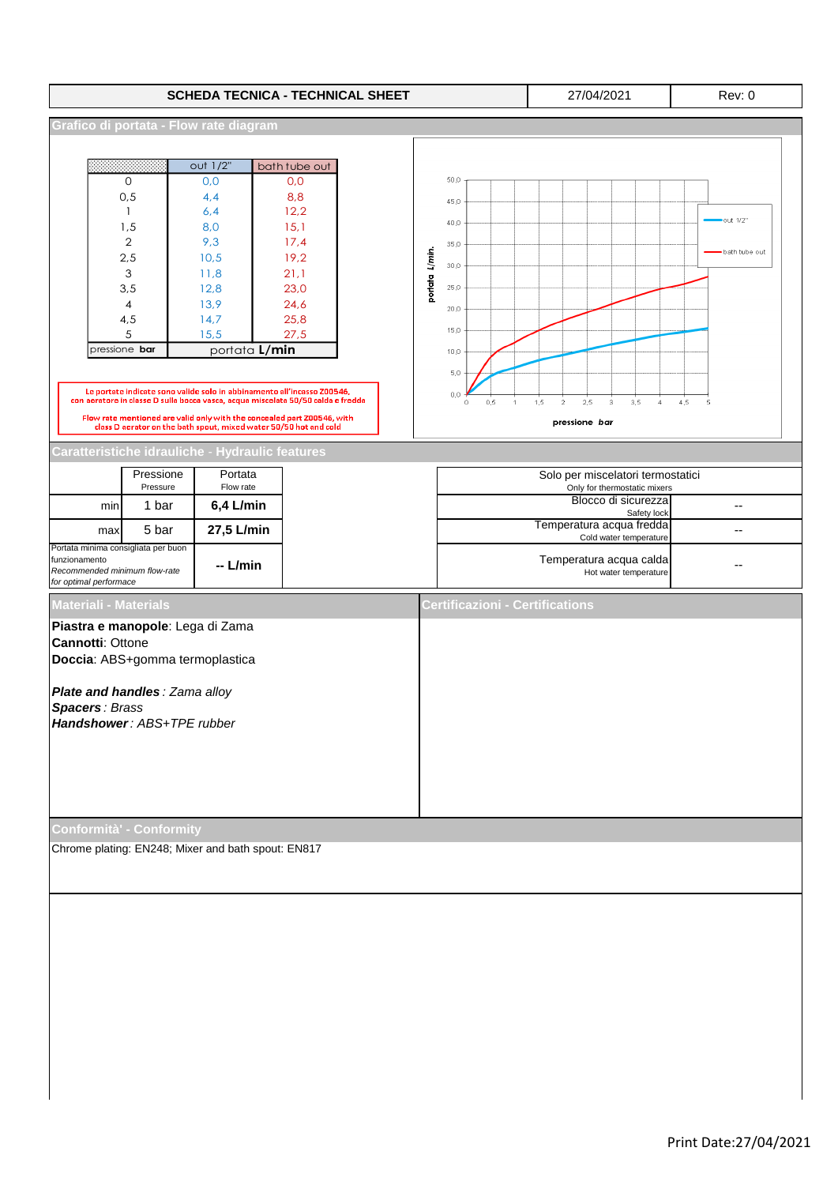| SCHEDA TECNICA - TECHNICAL SHEET | 27/04/2021 | Rev: 0 |
|---|---|---|

## Grafico di portata - Flow rate diagram

| | out 1/2" | bath tube out |
|---|---|---|
| 0 | 0,0 | 0,0 |
| 0,5 | 4,4 | 8,8 |
| 1 | 6,4 | 12,2 |
| 1,5 | 8,0 | 15,1 |
| 2 | 9,3 | 17,4 |
| 2,5 | 10,5 | 19,2 |
| 3 | 11,8 | 21,1 |
| 3,5 | 12,8 | 23,0 |
| 4 | 13,9 | 24,6 |
| 4,5 | 14,7 | 25,8 |
| 5 | 15,5 | 27,5 |
| pressione **bar** | portata **L/min** | |

Le portate indicate sono valide solo in abbinamento all'incasso Z00546, con aeratore in classe D sulla bocca vasca, acqua miscelata 50/50 calda e fredda

Flow rate mentioned are valid only with the concealed part Z00546, with class D aerator on the bath spout, mixed water 50/50 hot and cold

## Caratteristiche idrauliche - Hydraulic features

| | Pressione Pressure | Portata Flow rate |
|---|---|---|
| min | 1 bar | **6,4 L/min** |
| max | 5 bar | **27,5 L/min** |
| Portata minima consigliata per buon funzionamento *Recommended minimum flow-rate for optimal performace* | | **-- L/min** |

| Solo per miscelatori termostatici Only for thermostatic mixers | |
|---|---|
| Blocco di sicurezza Safety lock | -- |
| Temperatura acqua fredda Cold water temperature | -- |
| Temperatura acqua calda Hot water temperature | -- |

## Materiali - Materials

**Piastra e manopole**: Lega di Zama
**Cannotti**: Ottone
**Doccia**: ABS+gomma termoplastica

***Plate and handles** : Zama alloy*
***Spacers** : Brass*
***Handshower** : ABS+TPE rubber*

## Certificazioni - Certifications

## Conformità - Conformity

Chrome plating: EN248; Mixer and bath spout: EN817

Print Date:27/04/2021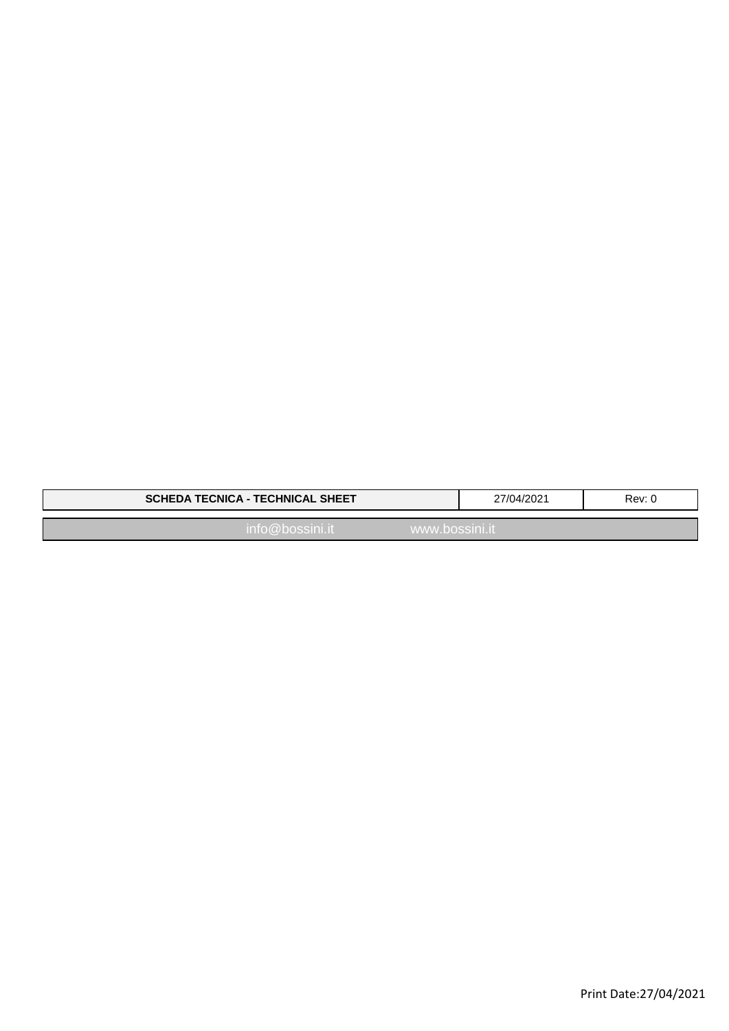| SCHEDA TECNICA - TECHNICAL SHEET | 27/04/2021 | Rev: 0 |
| --- | --- | --- |

info@bossini.it www.bossini.it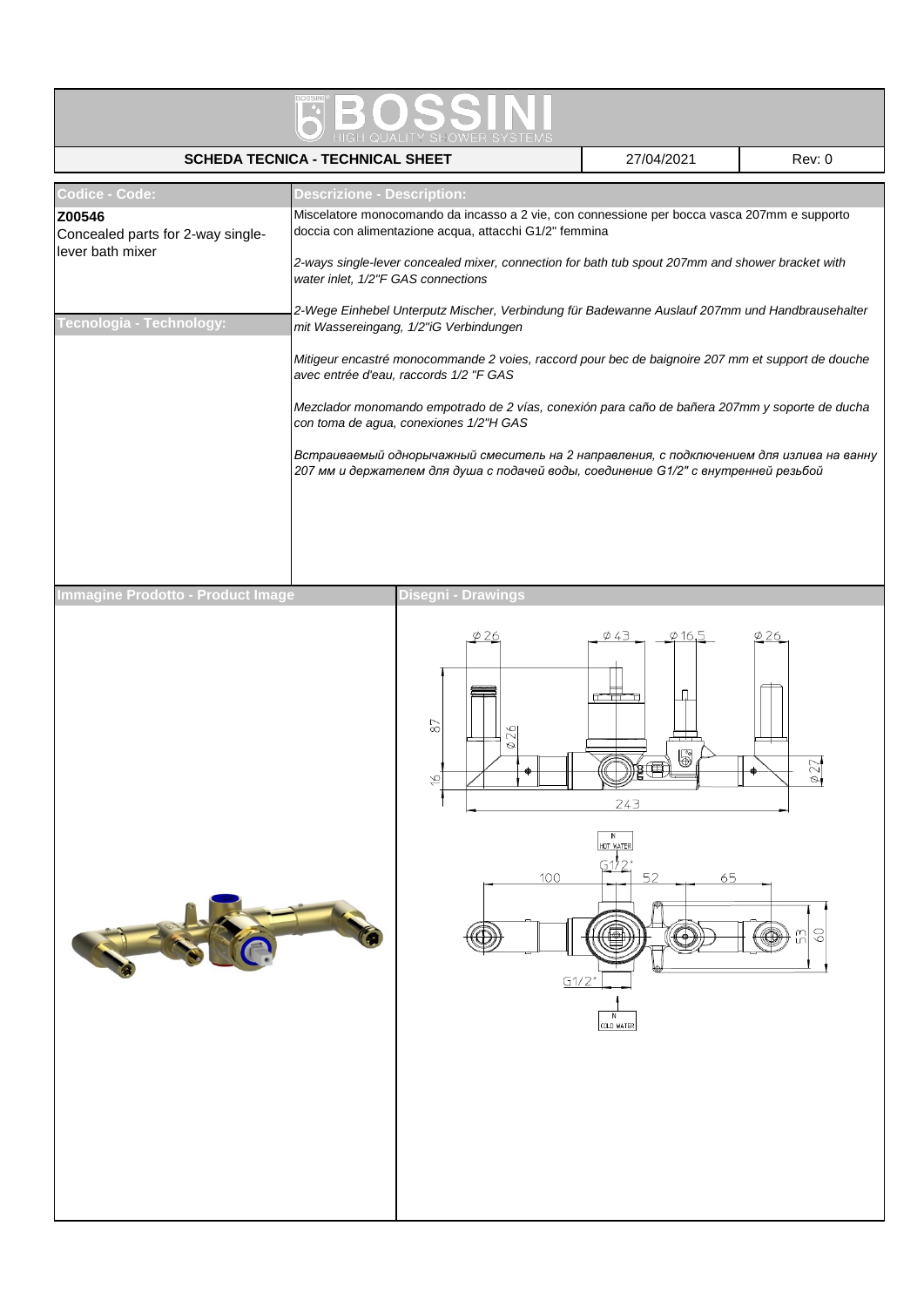# BOSSINI

HIGH QUALITY SHOWER SYSTEMS

| SCHEDA TECNICA - TECHNICAL SHEET | 27/04/2021 | Rev: 0 |
|---|---|---|

## Codice - Code:

**Z00546**
Concealed parts for 2-way single-lever bath mixer

## Descrizione - Description:

Miscelatore monocomando da incasso a 2 vie, con connessione per bocca vasca 207mm e supporto doccia con alimentazione acqua, attacchi G1/2" femmina

*2-ways single-lever concealed mixer, connection for bath tub spout 207mm and shower bracket with water inlet, 1/2"F GAS connections*

*2-Wege Einhebel Unterputz Mischer, Verbindung für Badewanne Auslauf 207mm und Handbrausehalter mit Wassereingang, 1/2"iG Verbindungen*

*Mitigeur encastré monocommande 2 voies, raccord pour bec de baignoire 207 mm et support de douche avec entrée d'eau, raccords 1/2 "F GAS*

*Mezclador monomando empotrado de 2 vías, conexión para caño de bañera 207mm y soporte de ducha con toma de agua, conexiones 1/2"H GAS*

*Встраиваемый однорычажный смеситель на 2 направления, с подключением для излива на ванну 207 мм и держателем для душа с подачей воды, соединение G1/2" с внутренней резьбой*

## Tecnologia - Technology:

## Immagine Prodotto - Product Image

## Disegni - Drawings

Ø 26, Ø 43, Ø 16,5, Ø 26, 87, Ø 26, 16, Ø 27, 243

IN HOT WATER, G1/2", 100, 52, 65, 53, 60, G1/2", IN COLD WATER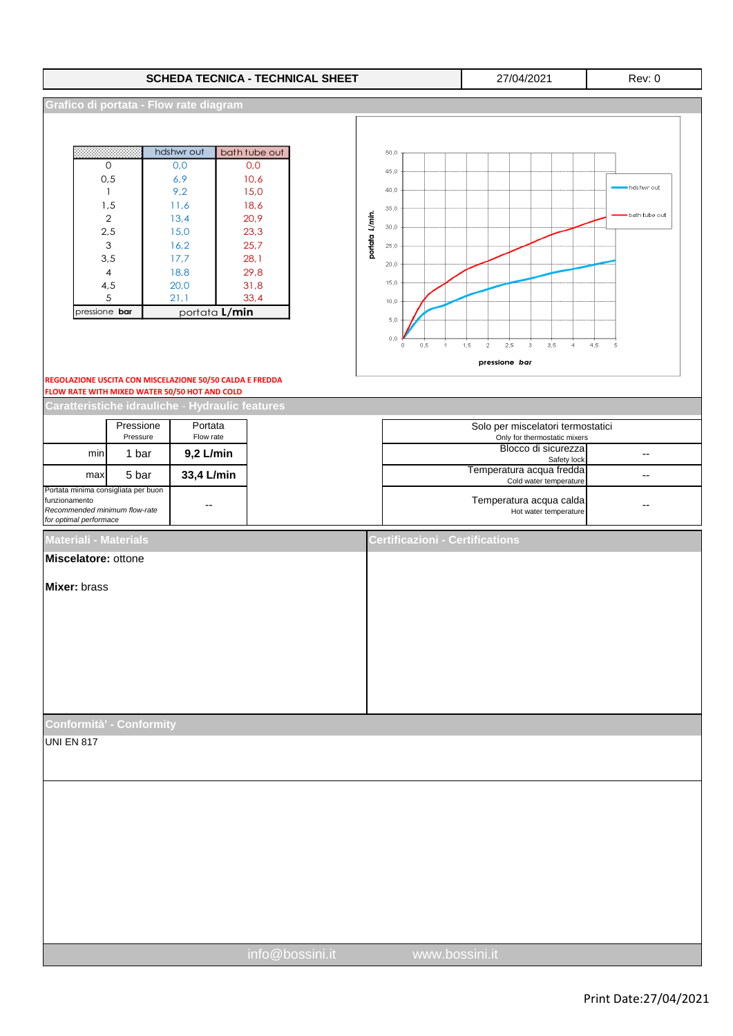| SCHEDA TECNICA - TECHNICAL SHEET | 27/04/2021 | Rev: 0 |
|---|---|---|

## Grafico di portata - Flow rate diagram

| | hdshwr out | bath tube out |
|---|---|---|
| 0 | 0,0 | 0,0 |
| 0,5 | 6,9 | 10,6 |
| 1 | 9,2 | 15,0 |
| 1,5 | 11,6 | 18,6 |
| 2 | 13,4 | 20,9 |
| 2,5 | 15,0 | 23,3 |
| 3 | 16,2 | 25,7 |
| 3,5 | 17,7 | 28,1 |
| 4 | 18,8 | 29,8 |
| 4,5 | 20,0 | 31,8 |
| 5 | 21,1 | 33,4 |
| pressione **bar** | portata **L/min** | |

portata *L/min.*

50,0
45,0
40,0
35,0
30,0
25,0
20,0
15,0
10,0
5,0
0,0

0 0,5 1 1,5 2 2,5 3 3,5 4 4,5 5

pressione *bar*

hdshwr out
bath tube out

**REGOLAZIONE USCITA CON MISCELAZIONE 50/50 CALDA E FREDDA**
**FLOW RATE WITH MIXED WATER 50/50 HOT AND COLD**

## Caratteristiche idrauliche - Hydraulic features

| | Pressione<br>Pressure | Portata<br>Flow rate |
|---|---|---|
| min | 1 bar | **9,2 L/min** |
| max | 5 bar | **33,4 L/min** |
| Portata minima consigliata per buon funzionamento<br>*Recommended minimum flow-rate for optimal performace* | | -- |

| Solo per miscelatori termostatici<br>Only for thermostatic mixers | |
|---|---|
| Blocco di sicurezza<br>Safety lock | -- |
| Temperatura acqua fredda<br>Cold water temperature | -- |
| Temperatura acqua calda<br>Hot water temperature | -- |

## Materiali - Materials

**Miscelatore:** ottone

**Mixer:** brass

## Certificazioni - Certifications

## Conformità' - Conformity

UNI EN 817

info@bossini.it www.bossini.it

Print Date:27/04/2021